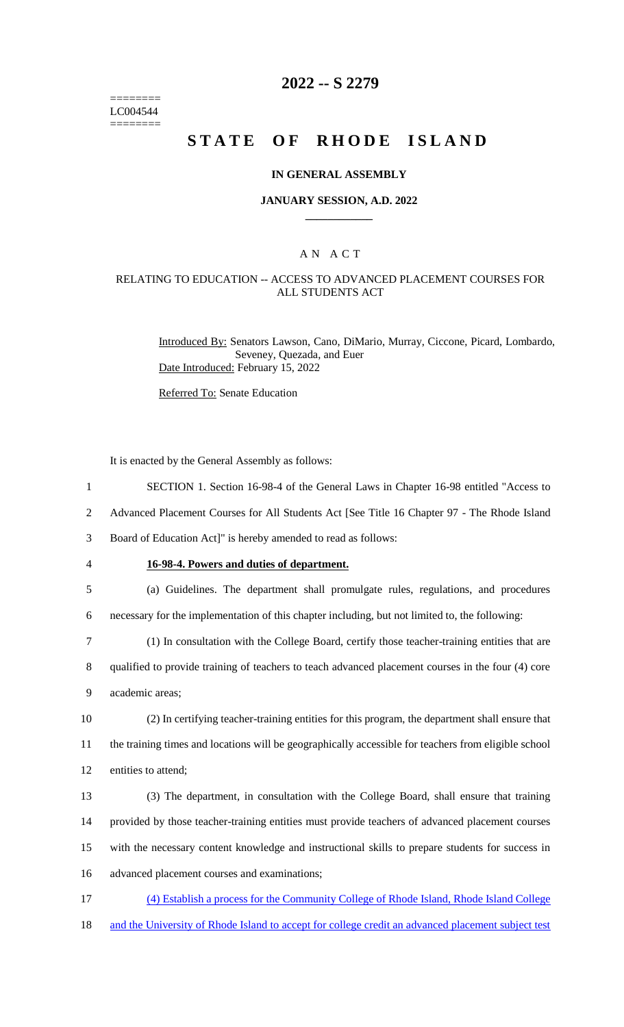========
LC004544
========

# 2022 -- S 2279

# STATE OF RHODE ISLAND

## IN GENERAL ASSEMBLY

### JANUARY SESSION, A.D. 2022

____________

## A N A C T

### RELATING TO EDUCATION -- ACCESS TO ADVANCED PLACEMENT COURSES FOR ALL STUDENTS ACT

Introduced By: Senators Lawson, Cano, DiMario, Murray, Ciccone, Picard, Lombardo, Seveney, Quezada, and Euer

Date Introduced: February 15, 2022

Referred To: Senate Education

It is enacted by the General Assembly as follows:

1 SECTION 1. Section 16-98-4 of the General Laws in Chapter 16-98 entitled "Access to
2 Advanced Placement Courses for All Students Act [See Title 16 Chapter 97 - The Rhode Island
3 Board of Education Act]" is hereby amended to read as follows:

4 **16-98-4. Powers and duties of department.**

5 (a) Guidelines. The department shall promulgate rules, regulations, and procedures
6 necessary for the implementation of this chapter including, but not limited to, the following:

7 (1) In consultation with the College Board, certify those teacher-training entities that are
8 qualified to provide training of teachers to teach advanced placement courses in the four (4) core
9 academic areas;

10 (2) In certifying teacher-training entities for this program, the department shall ensure that
11 the training times and locations will be geographically accessible for teachers from eligible school
12 entities to attend;

13 (3) The department, in consultation with the College Board, shall ensure that training
14 provided by those teacher-training entities must provide teachers of advanced placement courses
15 with the necessary content knowledge and instructional skills to prepare students for success in
16 advanced placement courses and examinations;

17 (4) Establish a process for the Community College of Rhode Island, Rhode Island College
18 and the University of Rhode Island to accept for college credit an advanced placement subject test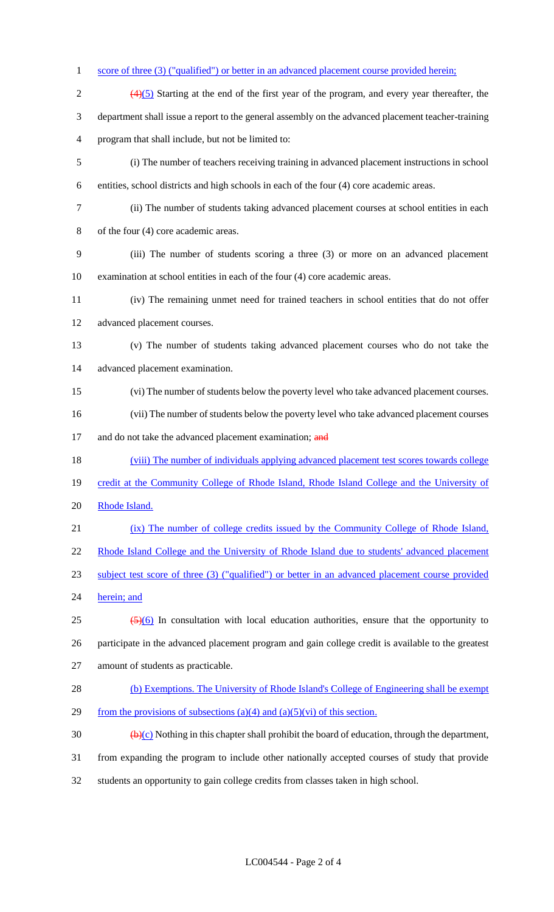score of three (3) ("qualified") or better in an advanced placement course provided herein;

~~(4)~~(5) Starting at the end of the first year of the program, and every year thereafter, the department shall issue a report to the general assembly on the advanced placement teacher-training program that shall include, but not be limited to:

(i) The number of teachers receiving training in advanced placement instructions in school entities, school districts and high schools in each of the four (4) core academic areas.

(ii) The number of students taking advanced placement courses at school entities in each of the four (4) core academic areas.

(iii) The number of students scoring a three (3) or more on an advanced placement examination at school entities in each of the four (4) core academic areas.

(iv) The remaining unmet need for trained teachers in school entities that do not offer advanced placement courses.

(v) The number of students taking advanced placement courses who do not take the advanced placement examination.

(vi) The number of students below the poverty level who take advanced placement courses.

(vii) The number of students below the poverty level who take advanced placement courses and do not take the advanced placement examination; ~~and~~

(viii) The number of individuals applying advanced placement test scores towards college credit at the Community College of Rhode Island, Rhode Island College and the University of Rhode Island.

(ix) The number of college credits issued by the Community College of Rhode Island, Rhode Island College and the University of Rhode Island due to students' advanced placement subject test score of three (3) ("qualified") or better in an advanced placement course provided herein; and

~~(5)~~(6) In consultation with local education authorities, ensure that the opportunity to participate in the advanced placement program and gain college credit is available to the greatest amount of students as practicable.

(b) Exemptions. The University of Rhode Island's College of Engineering shall be exempt from the provisions of subsections (a)(4) and (a)(5)(vi) of this section.

~~(b)~~(c) Nothing in this chapter shall prohibit the board of education, through the department, from expanding the program to include other nationally accepted courses of study that provide students an opportunity to gain college credits from classes taken in high school.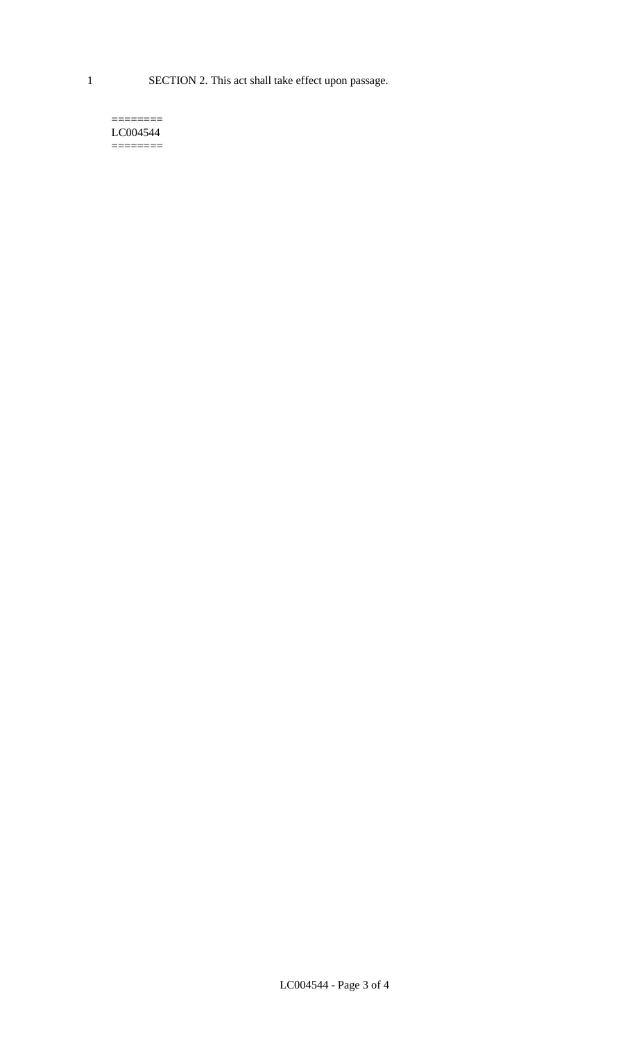SECTION 2. This act shall take effect upon passage.

========
LC004544
========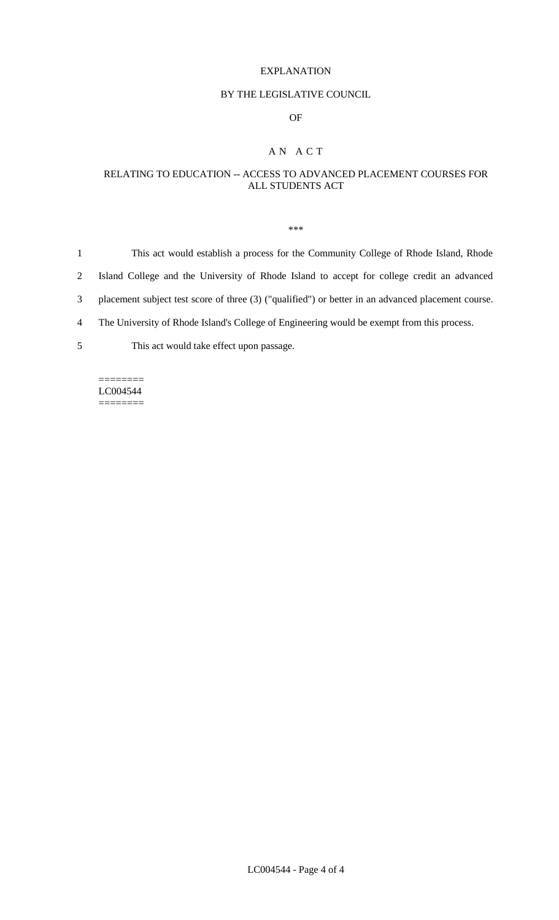EXPLANATION

BY THE LEGISLATIVE COUNCIL

OF

A N A C T

RELATING TO EDUCATION -- ACCESS TO ADVANCED PLACEMENT COURSES FOR ALL STUDENTS ACT

\*\*\*

This act would establish a process for the Community College of Rhode Island, Rhode Island College and the University of Rhode Island to accept for college credit an advanced placement subject test score of three (3) ("qualified") or better in an advanced placement course. The University of Rhode Island's College of Engineering would be exempt from this process.

This act would take effect upon passage.

========
LC004544
========